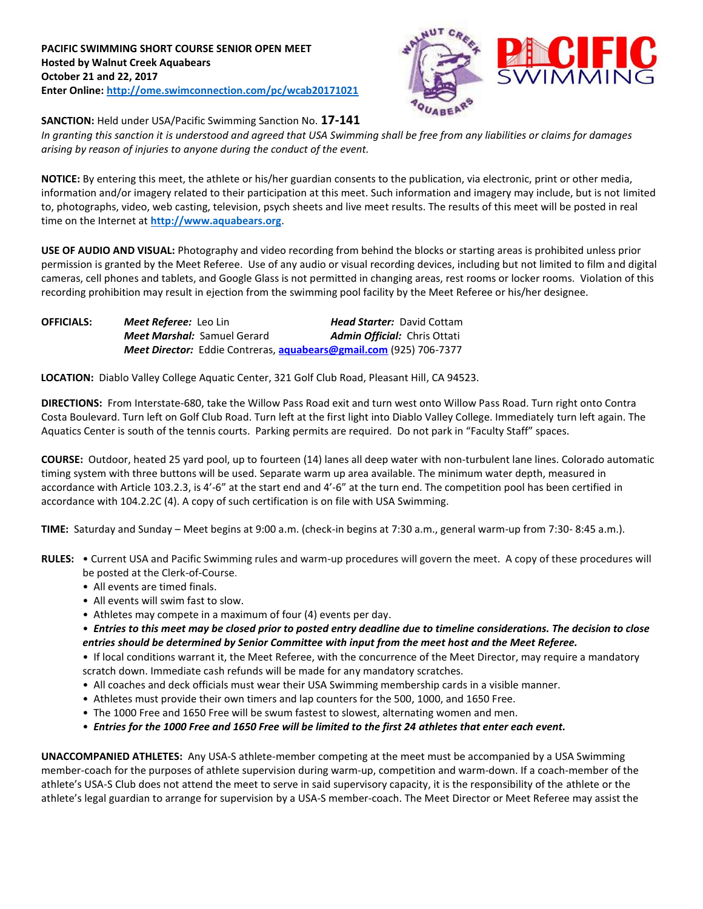**PACIFIC SWIMMING SHORT COURSE SENIOR OPEN MEET**
**Hosted by Walnut Creek Aquabears**
**October 21 and 22, 2017**
**Enter Online: http://ome.swimconnection.com/pc/wcab20171021**

**SANCTION:** Held under USA/Pacific Swimming Sanction No. **17-141**
*In granting this sanction it is understood and agreed that USA Swimming shall be free from any liabilities or claims for damages arising by reason of injuries to anyone during the conduct of the event.*

**NOTICE:** By entering this meet, the athlete or his/her guardian consents to the publication, via electronic, print or other media, information and/or imagery related to their participation at this meet. Such information and imagery may include, but is not limited to, photographs, video, web casting, television, psych sheets and live meet results. The results of this meet will be posted in real time on the Internet at **http://www.aquabears.org**.

**USE OF AUDIO AND VISUAL:** Photography and video recording from behind the blocks or starting areas is prohibited unless prior permission is granted by the Meet Referee. Use of any audio or visual recording devices, including but not limited to film and digital cameras, cell phones and tablets, and Google Glass is not permitted in changing areas, rest rooms or locker rooms. Violation of this recording prohibition may result in ejection from the swimming pool facility by the Meet Referee or his/her designee.

**OFFICIALS:**
***Meet Referee:*** Leo Lin
***Head Starter:*** David Cottam
***Meet Marshal:*** Samuel Gerard
***Admin Official:*** Chris Ottati
***Meet Director:*** Eddie Contreras, **aquabears@gmail.com** (925) 706-7377

**LOCATION:** Diablo Valley College Aquatic Center, 321 Golf Club Road, Pleasant Hill, CA 94523.

**DIRECTIONS:** From Interstate-680, take the Willow Pass Road exit and turn west onto Willow Pass Road. Turn right onto Contra Costa Boulevard. Turn left on Golf Club Road. Turn left at the first light into Diablo Valley College. Immediately turn left again. The Aquatics Center is south of the tennis courts. Parking permits are required. Do not park in "Faculty Staff" spaces.

**COURSE:** Outdoor, heated 25 yard pool, up to fourteen (14) lanes all deep water with non-turbulent lane lines. Colorado automatic timing system with three buttons will be used. Separate warm up area available. The minimum water depth, measured in accordance with Article 103.2.3, is 4'-6" at the start end and 4'-6" at the turn end. The competition pool has been certified in accordance with 104.2.2C (4). A copy of such certification is on file with USA Swimming.

**TIME:** Saturday and Sunday – Meet begins at 9:00 a.m. (check-in begins at 7:30 a.m., general warm-up from 7:30- 8:45 a.m.).

**RULES:**
- Current USA and Pacific Swimming rules and warm-up procedures will govern the meet. A copy of these procedures will be posted at the Clerk-of-Course.
- All events are timed finals.
- All events will swim fast to slow.
- Athletes may compete in a maximum of four (4) events per day.
- ***Entries to this meet may be closed prior to posted entry deadline due to timeline considerations. The decision to close entries should be determined by Senior Committee with input from the meet host and the Meet Referee.***
- If local conditions warrant it, the Meet Referee, with the concurrence of the Meet Director, may require a mandatory scratch down. Immediate cash refunds will be made for any mandatory scratches.
- All coaches and deck officials must wear their USA Swimming membership cards in a visible manner.
- Athletes must provide their own timers and lap counters for the 500, 1000, and 1650 Free.
- The 1000 Free and 1650 Free will be swum fastest to slowest, alternating women and men.
- ***Entries for the 1000 Free and 1650 Free will be limited to the first 24 athletes that enter each event.***

**UNACCOMPANIED ATHLETES:** Any USA-S athlete-member competing at the meet must be accompanied by a USA Swimming member-coach for the purposes of athlete supervision during warm-up, competition and warm-down. If a coach-member of the athlete's USA-S Club does not attend the meet to serve in said supervisory capacity, it is the responsibility of the athlete or the athlete's legal guardian to arrange for supervision by a USA-S member-coach. The Meet Director or Meet Referee may assist the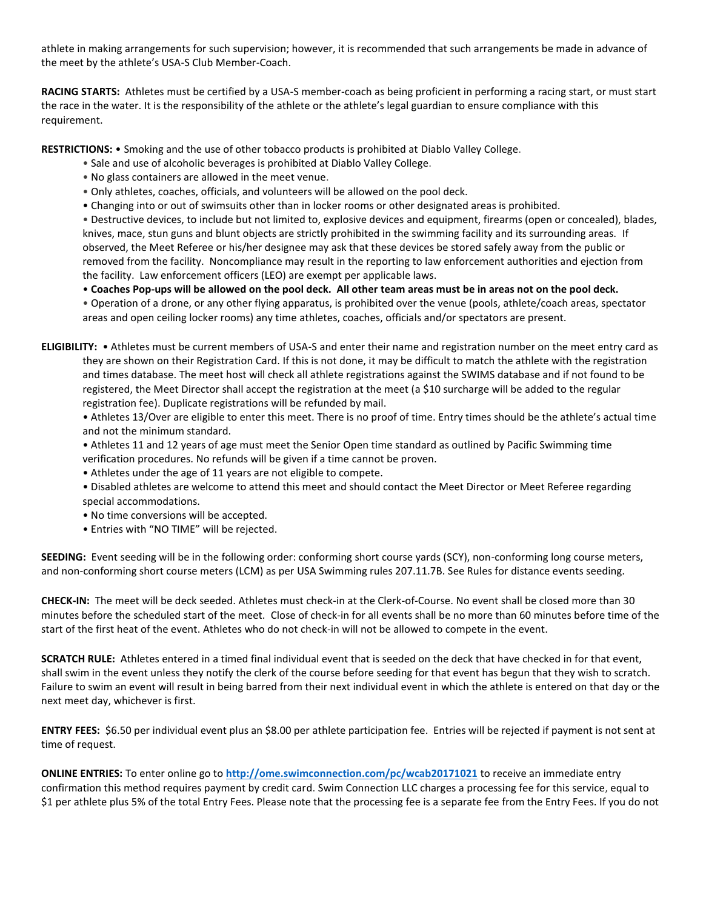athlete in making arrangements for such supervision; however, it is recommended that such arrangements be made in advance of the meet by the athlete's USA-S Club Member-Coach.

**RACING STARTS:** Athletes must be certified by a USA-S member-coach as being proficient in performing a racing start, or must start the race in the water. It is the responsibility of the athlete or the athlete's legal guardian to ensure compliance with this requirement.

**RESTRICTIONS:** • Smoking and the use of other tobacco products is prohibited at Diablo Valley College.

- Sale and use of alcoholic beverages is prohibited at Diablo Valley College.
- No glass containers are allowed in the meet venue.
- Only athletes, coaches, officials, and volunteers will be allowed on the pool deck.
- Changing into or out of swimsuits other than in locker rooms or other designated areas is prohibited.
- Destructive devices, to include but not limited to, explosive devices and equipment, firearms (open or concealed), blades, knives, mace, stun guns and blunt objects are strictly prohibited in the swimming facility and its surrounding areas. If observed, the Meet Referee or his/her designee may ask that these devices be stored safely away from the public or removed from the facility. Noncompliance may result in the reporting to law enforcement authorities and ejection from the facility. Law enforcement officers (LEO) are exempt per applicable laws.
- **Coaches Pop-ups will be allowed on the pool deck. All other team areas must be in areas not on the pool deck.**
- Operation of a drone, or any other flying apparatus, is prohibited over the venue (pools, athlete/coach areas, spectator areas and open ceiling locker rooms) any time athletes, coaches, officials and/or spectators are present.

**ELIGIBILITY:** • Athletes must be current members of USA-S and enter their name and registration number on the meet entry card as they are shown on their Registration Card. If this is not done, it may be difficult to match the athlete with the registration and times database. The meet host will check all athlete registrations against the SWIMS database and if not found to be registered, the Meet Director shall accept the registration at the meet (a $10 surcharge will be added to the regular registration fee). Duplicate registrations will be refunded by mail.

- Athletes 13/Over are eligible to enter this meet. There is no proof of time. Entry times should be the athlete's actual time and not the minimum standard.
- Athletes 11 and 12 years of age must meet the Senior Open time standard as outlined by Pacific Swimming time verification procedures. No refunds will be given if a time cannot be proven.
- Athletes under the age of 11 years are not eligible to compete.
- Disabled athletes are welcome to attend this meet and should contact the Meet Director or Meet Referee regarding special accommodations.
- No time conversions will be accepted.
- Entries with "NO TIME" will be rejected.

**SEEDING:** Event seeding will be in the following order: conforming short course yards (SCY), non-conforming long course meters, and non-conforming short course meters (LCM) as per USA Swimming rules 207.11.7B. See Rules for distance events seeding.

**CHECK-IN:** The meet will be deck seeded. Athletes must check-in at the Clerk-of-Course. No event shall be closed more than 30 minutes before the scheduled start of the meet. Close of check-in for all events shall be no more than 60 minutes before time of the start of the first heat of the event. Athletes who do not check-in will not be allowed to compete in the event.

**SCRATCH RULE:** Athletes entered in a timed final individual event that is seeded on the deck that have checked in for that event, shall swim in the event unless they notify the clerk of the course before seeding for that event has begun that they wish to scratch. Failure to swim an event will result in being barred from their next individual event in which the athlete is entered on that day or the next meet day, whichever is first.

**ENTRY FEES:** $6.50 per individual event plus an $8.00 per athlete participation fee. Entries will be rejected if payment is not sent at time of request.

**ONLINE ENTRIES:** To enter online go to **http://ome.swimconnection.com/pc/wcab20171021** to receive an immediate entry confirmation this method requires payment by credit card. Swim Connection LLC charges a processing fee for this service, equal to $1 per athlete plus 5% of the total Entry Fees. Please note that the processing fee is a separate fee from the Entry Fees. If you do not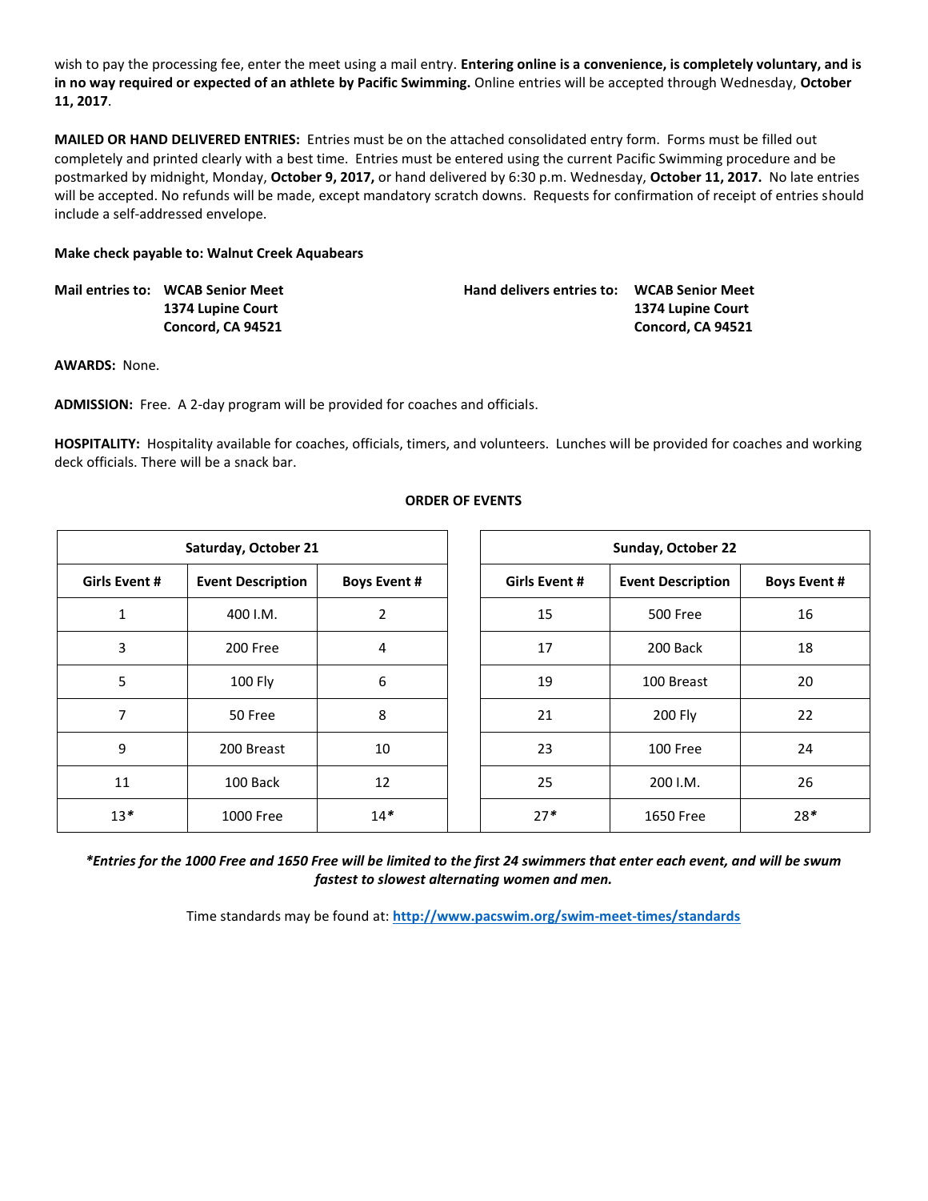wish to pay the processing fee, enter the meet using a mail entry. **Entering online is a convenience, is completely voluntary, and is in no way required or expected of an athlete by Pacific Swimming.** Online entries will be accepted through Wednesday, **October 11, 2017**.

**MAILED OR HAND DELIVERED ENTRIES:** Entries must be on the attached consolidated entry form. Forms must be filled out completely and printed clearly with a best time. Entries must be entered using the current Pacific Swimming procedure and be postmarked by midnight, Monday, **October 9, 2017,** or hand delivered by 6:30 p.m. Wednesday, **October 11, 2017.** No late entries will be accepted. No refunds will be made, except mandatory scratch downs. Requests for confirmation of receipt of entries should include a self-addressed envelope.

**Make check payable to: Walnut Creek Aquabears**

**Mail entries to:** **WCAB Senior Meet**
**1374 Lupine Court**
**Concord, CA 94521**

**Hand delivers entries to:** **WCAB Senior Meet**
**1374 Lupine Court**
**Concord, CA 94521**

**AWARDS:** None.

**ADMISSION:** Free. A 2-day program will be provided for coaches and officials.

**HOSPITALITY:** Hospitality available for coaches, officials, timers, and volunteers. Lunches will be provided for coaches and working deck officials. There will be a snack bar.

**ORDER OF EVENTS**

| Saturday, October 21 | | |
|---|---|---|
| **Girls Event #** | **Event Description** | **Boys Event #** |
| 1 | 400 I.M. | 2 |
| 3 | 200 Free | 4 |
| 5 | 100 Fly | 6 |
| 7 | 50 Free | 8 |
| 9 | 200 Breast | 10 |
| 11 | 100 Back | 12 |
| 13* | 1000 Free | 14* |

| Sunday, October 22 | | |
|---|---|---|
| **Girls Event #** | **Event Description** | **Boys Event #** |
| 15 | 500 Free | 16 |
| 17 | 200 Back | 18 |
| 19 | 100 Breast | 20 |
| 21 | 200 Fly | 22 |
| 23 | 100 Free | 24 |
| 25 | 200 I.M. | 26 |
| 27* | 1650 Free | 28* |

***Entries for the 1000 Free and 1650 Free will be limited to the first 24 swimmers that enter each event, and will be swum fastest to slowest alternating women and men.***

Time standards may be found at: **http://www.pacswim.org/swim-meet-times/standards**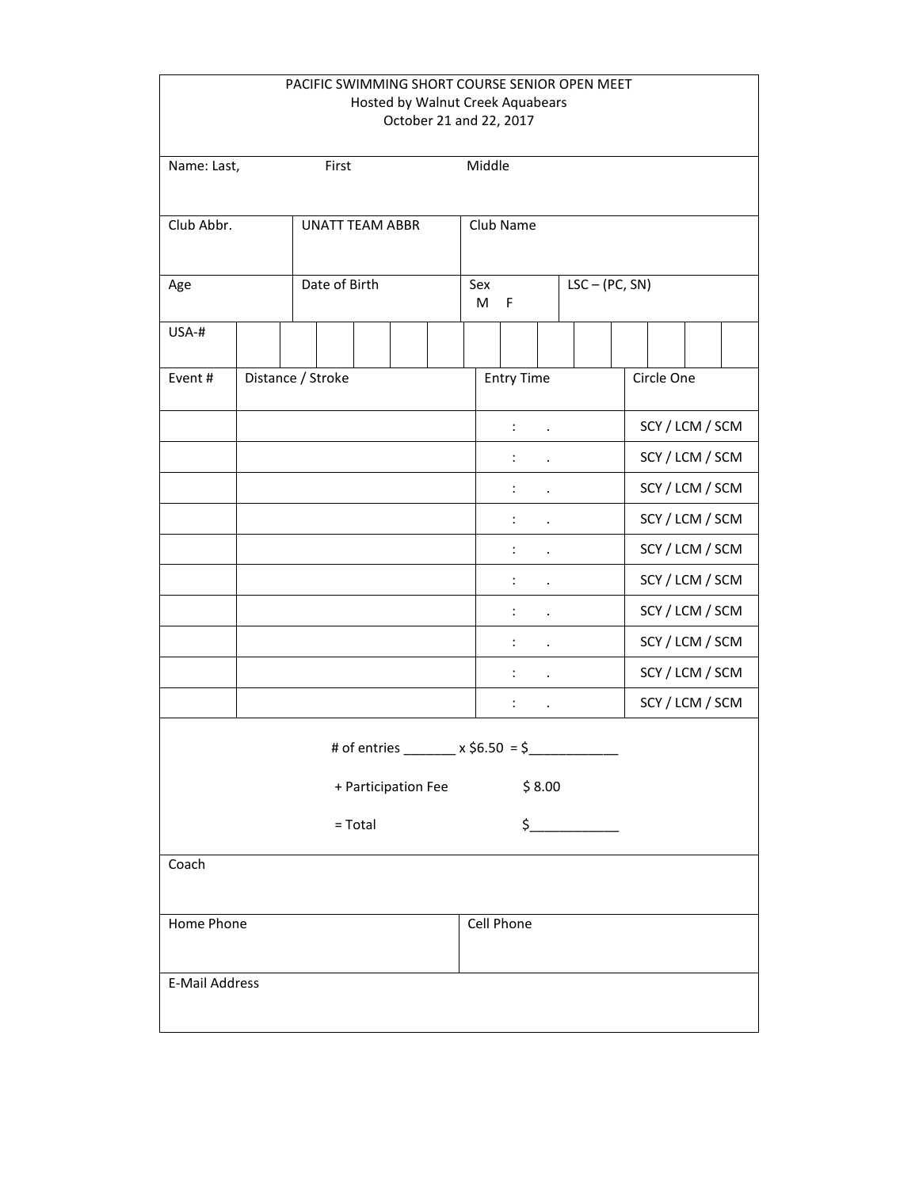PACIFIC SWIMMING SHORT COURSE SENIOR OPEN MEET
Hosted by Walnut Creek Aquabears
October 21 and 22, 2017

| | | |
|---|---|---|
| Name: Last, | First | Middle |

| | | |
|---|---|---|
| Club Abbr. | UNATT TEAM ABBR | Club Name |

| | | | |
|---|---|---|---|
| Age | Date of Birth | Sex M F | LSC – (PC, SN) |

| | | | | | | | | | | | | | | |
|---|---|---|---|---|---|---|---|---|---|---|---|---|---|---|
| USA-# | | | | | | | | | | | | | | |

| Event # | Distance / Stroke | Entry Time | Circle One |
|---|---|---|---|
| | | : . | SCY / LCM / SCM |
| | | : . | SCY / LCM / SCM |
| | | : . | SCY / LCM / SCM |
| | | : . | SCY / LCM / SCM |
| | | : . | SCY / LCM / SCM |
| | | : . | SCY / LCM / SCM |
| | | : . | SCY / LCM / SCM |
| | | : . | SCY / LCM / SCM |
| | | : . | SCY / LCM / SCM |
| | | : . | SCY / LCM / SCM |

# of entries _______ x $6.50 = $____________

+ Participation Fee $ 8.00

= Total $____________

| |
|---|
| Coach |

| | |
|---|---|
| Home Phone | Cell Phone |

| |
|---|
| E-Mail Address |